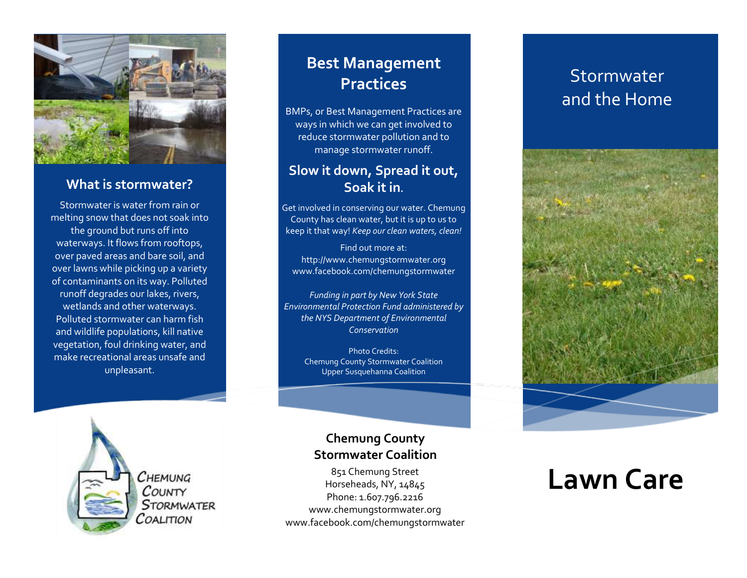## What is stormwater?

Stormwater is water from rain or melting snow that does not soak into the ground but runs off into waterways. It flows from rooftops, over paved areas and bare soil, and over lawns while picking up a variety of contaminants on its way. Polluted runoff degrades our lakes, rivers, wetlands and other waterways. Polluted stormwater can harm fish and wildlife populations, kill native vegetation, foul drinking water, and make recreational areas unsafe and unpleasant.

Chemung County Stormwater Coalition

## Best Management Practices

BMPs, or Best Management Practices are ways in which we can get involved to reduce stormwater pollution and to manage stormwater runoff.

## Slow it down, Spread it out, Soak it in.

Get involved in conserving our water. Chemung County has clean water, but it is up to us to keep it that way! *Keep our clean waters, clean!*

Find out more at:
http://www.chemungstormwater.org
www.facebook.com/chemungstormwater

*Funding in part by New York State Environmental Protection Fund administered by the NYS Department of Environmental Conservation*

Photo Credits:
Chemung County Stormwater Coalition
Upper Susquehanna Coalition

**Chemung County Stormwater Coalition**

851 Chemung Street
Horseheads, NY, 14845
Phone: 1.607.796.2216
www.chemungstormwater.org
www.facebook.com/chemungstormwater

# Stormwater and the Home

# Lawn Care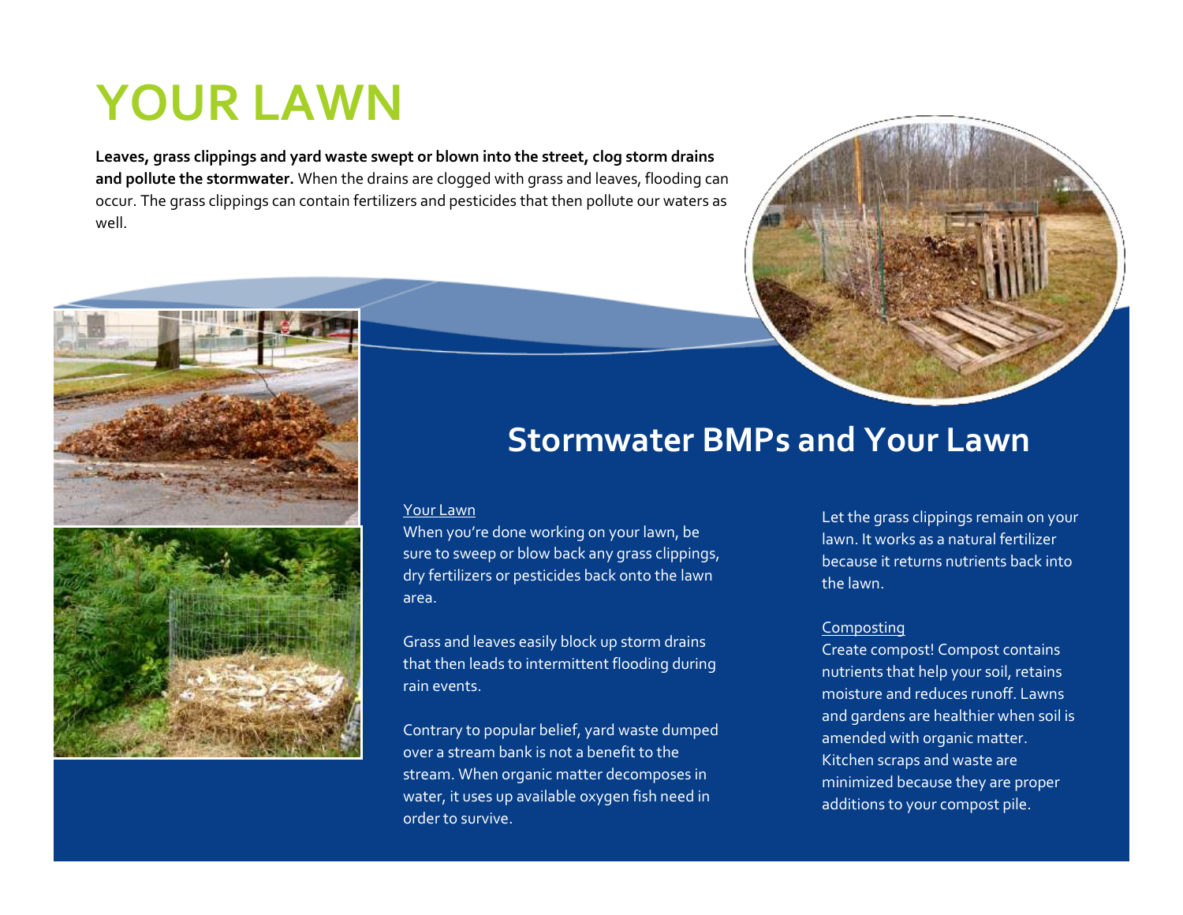# YOUR LAWN

**Leaves, grass clippings and yard waste swept or blown into the street, clog storm drains and pollute the stormwater.** When the drains are clogged with grass and leaves, flooding can occur. The grass clippings can contain fertilizers and pesticides that then pollute our waters as well.

## Stormwater BMPs and Your Lawn

<u>Your Lawn</u>

When you're done working on your lawn, be sure to sweep or blow back any grass clippings, dry fertilizers or pesticides back onto the lawn area.

Grass and leaves easily block up storm drains that then leads to intermittent flooding during rain events.

Contrary to popular belief, yard waste dumped over a stream bank is not a benefit to the stream. When organic matter decomposes in water, it uses up available oxygen fish need in order to survive.

Let the grass clippings remain on your lawn. It works as a natural fertilizer because it returns nutrients back into the lawn.

<u>Composting</u>

Create compost! Compost contains nutrients that help your soil, retains moisture and reduces runoff. Lawns and gardens are healthier when soil is amended with organic matter. Kitchen scraps and waste are minimized because they are proper additions to your compost pile.